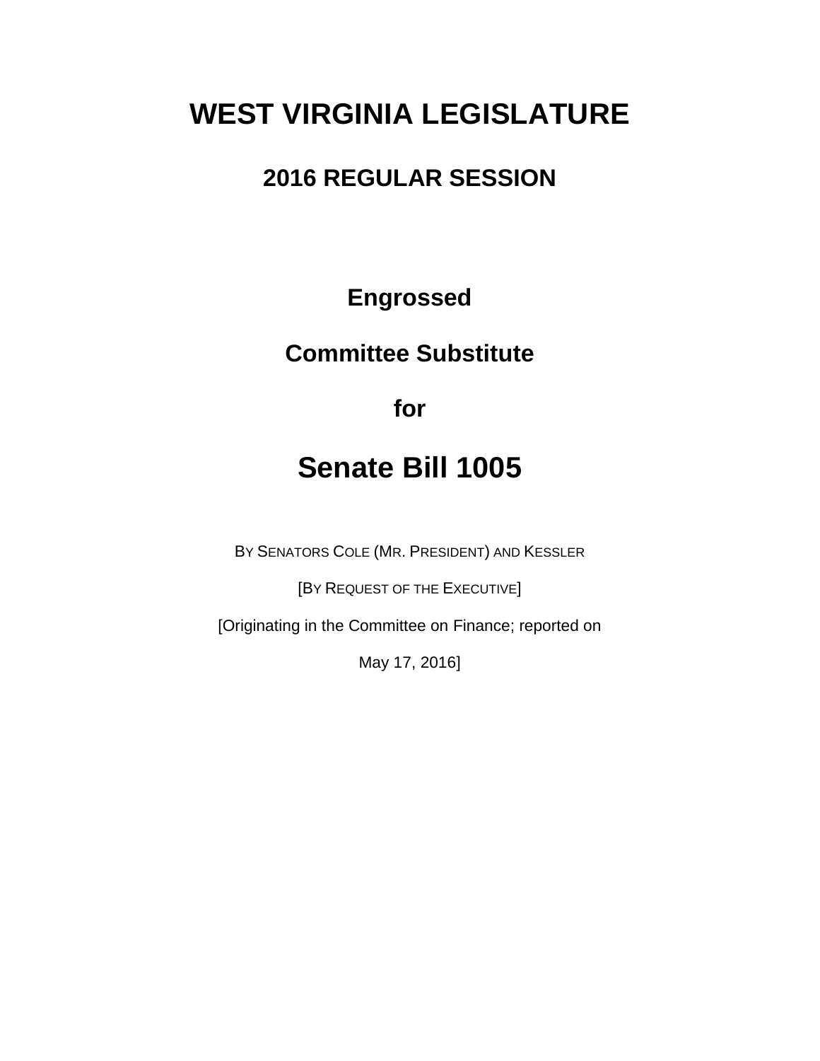# WEST VIRGINIA LEGISLATURE

## 2016 REGULAR SESSION

**Engrossed**

**Committee Substitute**

**for**

# Senate Bill 1005

BY SENATORS COLE (MR. PRESIDENT) AND KESSLER

[BY REQUEST OF THE EXECUTIVE]

[Originating in the Committee on Finance; reported on May 17, 2016]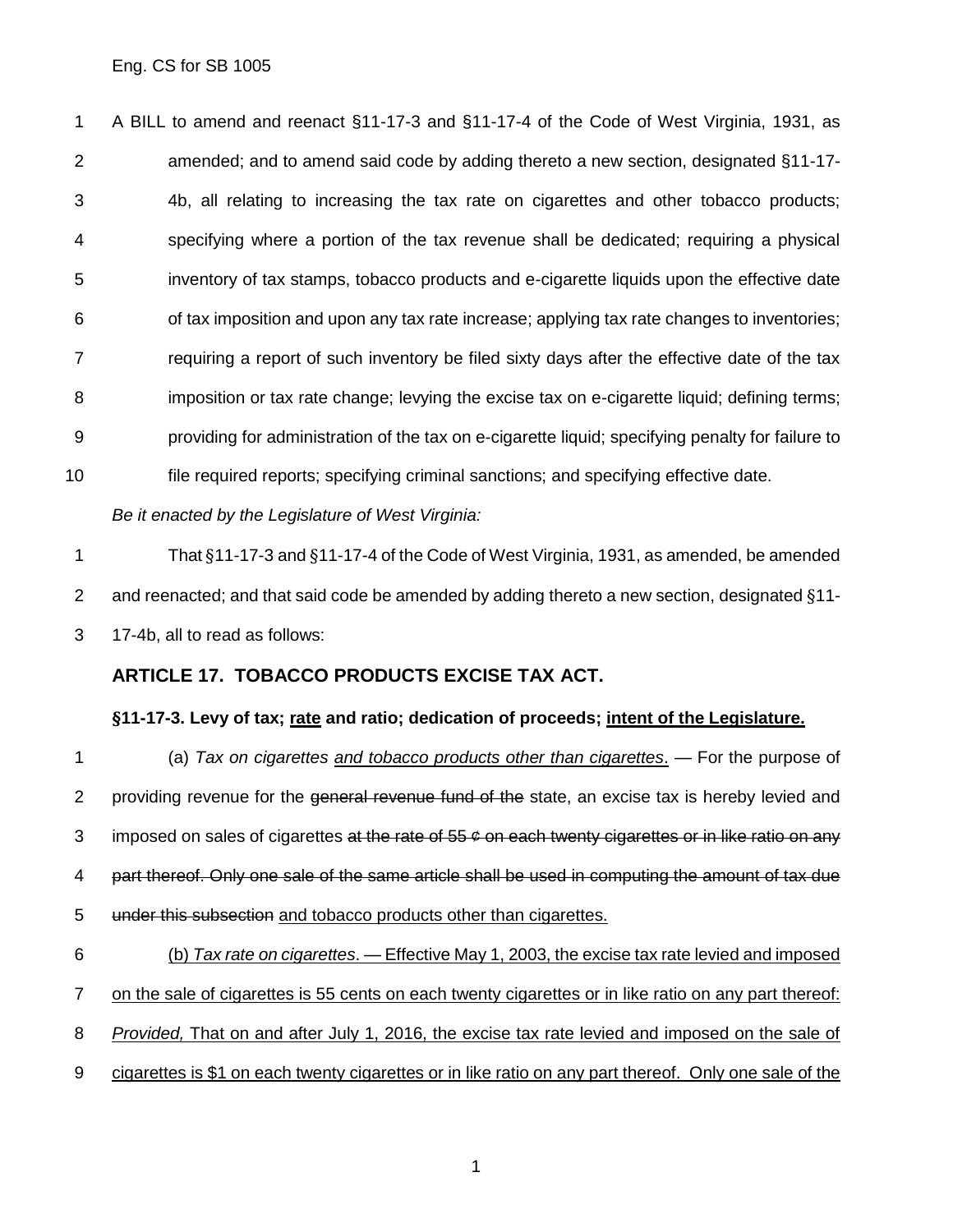Eng. CS for SB 1005

A BILL to amend and reenact §11-17-3 and §11-17-4 of the Code of West Virginia, 1931, as amended; and to amend said code by adding thereto a new section, designated §11-17-4b, all relating to increasing the tax rate on cigarettes and other tobacco products; specifying where a portion of the tax revenue shall be dedicated; requiring a physical inventory of tax stamps, tobacco products and e-cigarette liquids upon the effective date of tax imposition and upon any tax rate increase; applying tax rate changes to inventories; requiring a report of such inventory be filed sixty days after the effective date of the tax imposition or tax rate change; levying the excise tax on e-cigarette liquid; defining terms; providing for administration of the tax on e-cigarette liquid; specifying penalty for failure to file required reports; specifying criminal sanctions; and specifying effective date.

*Be it enacted by the Legislature of West Virginia:*

That §11-17-3 and §11-17-4 of the Code of West Virginia, 1931, as amended, be amended and reenacted; and that said code be amended by adding thereto a new section, designated §11-17-4b, all to read as follows:

## ARTICLE 17. TOBACCO PRODUCTS EXCISE TAX ACT.

### §11-17-3. Levy of tax; <u>rate</u> and ratio; dedication of proceeds; <u>intent of the Legislature.</u>

(a) *Tax on cigarettes <u>and tobacco products other than cigarettes</u>.* — For the purpose of providing revenue for the ~~general revenue fund of the~~ state, an excise tax is hereby levied and imposed on sales of cigarettes ~~at the rate of 55 ¢ on each twenty cigarettes or in like ratio on any part thereof. Only one sale of the same article shall be used in computing the amount of tax due under this subsection~~ <u>and tobacco products other than cigarettes.</u>

<u>(b) *Tax rate on cigarettes*. — Effective May 1, 2003, the excise tax rate levied and imposed on the sale of cigarettes is 55 cents on each twenty cigarettes or in like ratio on any part thereof: *Provided,* That on and after July 1, 2016, the excise tax rate levied and imposed on the sale of cigarettes is $1 on each twenty cigarettes or in like ratio on any part thereof. Only one sale of the</u>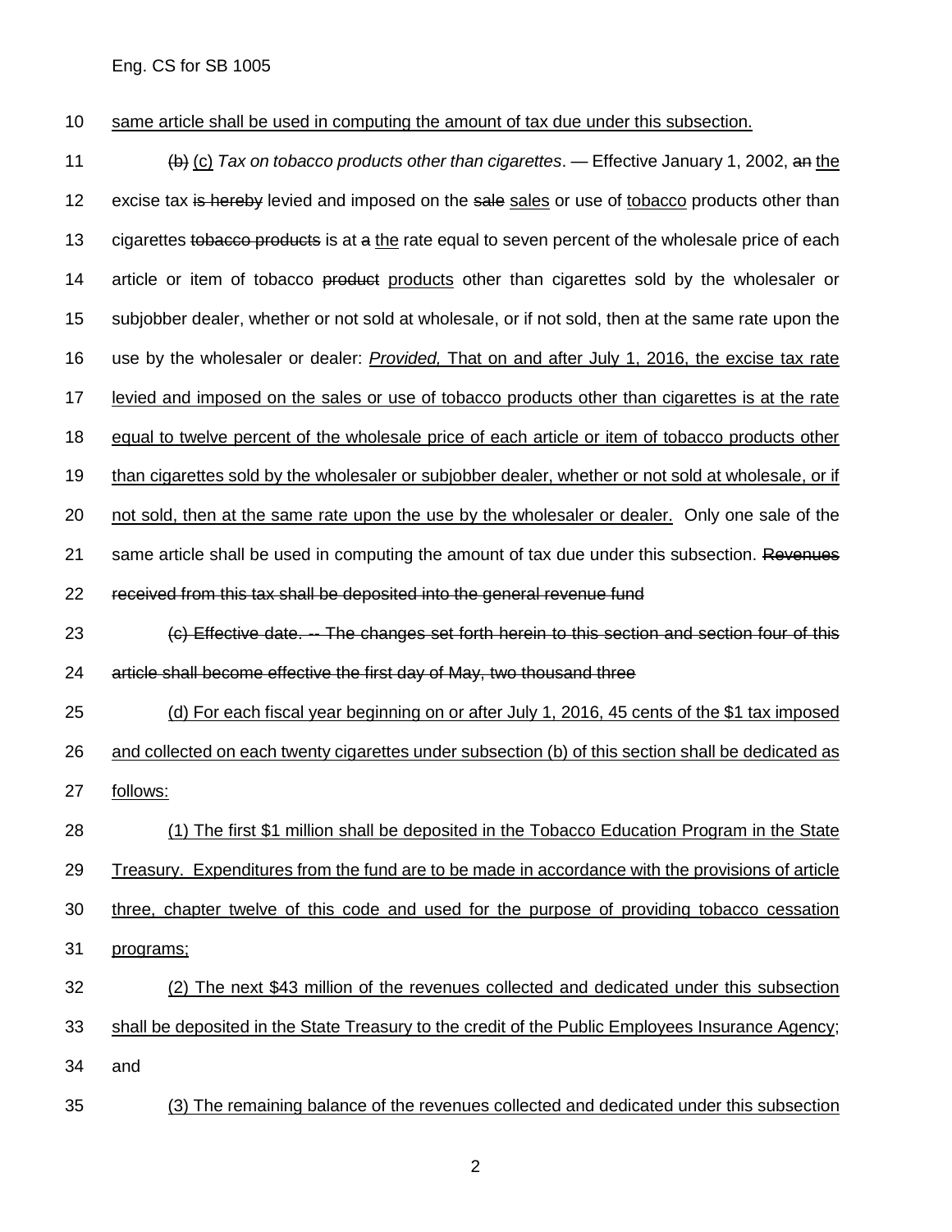10 same article shall be used in computing the amount of tax due under this subsection.

11 ~~(b)~~ (c) *Tax on tobacco products other than cigarettes*. — Effective January 1, 2002, ~~an~~ the

12 excise tax ~~is hereby~~ levied and imposed on the ~~sale~~ sales or use of tobacco products other than

13 cigarettes ~~tobacco products~~ is at ~~a~~ the rate equal to seven percent of the wholesale price of each

14 article or item of tobacco ~~product~~ products other than cigarettes sold by the wholesaler or

15 subjobber dealer, whether or not sold at wholesale, or if not sold, then at the same rate upon the

16 use by the wholesaler or dealer: *Provided,* That on and after July 1, 2016, the excise tax rate

17 levied and imposed on the sales or use of tobacco products other than cigarettes is at the rate

18 equal to twelve percent of the wholesale price of each article or item of tobacco products other

19 than cigarettes sold by the wholesaler or subjobber dealer, whether or not sold at wholesale, or if

20 not sold, then at the same rate upon the use by the wholesaler or dealer. Only one sale of the

21 same article shall be used in computing the amount of tax due under this subsection. ~~Revenues~~

22 ~~received from this tax shall be deposited into the general revenue fund~~

23 ~~(c) Effective date. -- The changes set forth herein to this section and section four of this~~

24 ~~article shall become effective the first day of May, two thousand three~~

25 (d) For each fiscal year beginning on or after July 1, 2016, 45 cents of the $1 tax imposed

26 and collected on each twenty cigarettes under subsection (b) of this section shall be dedicated as

27 follows:

28 (1) The first $1 million shall be deposited in the Tobacco Education Program in the State

29 Treasury. Expenditures from the fund are to be made in accordance with the provisions of article

30 three, chapter twelve of this code and used for the purpose of providing tobacco cessation

31 programs;

32 (2) The next $43 million of the revenues collected and dedicated under this subsection

33 shall be deposited in the State Treasury to the credit of the Public Employees Insurance Agency;

34 and

35 (3) The remaining balance of the revenues collected and dedicated under this subsection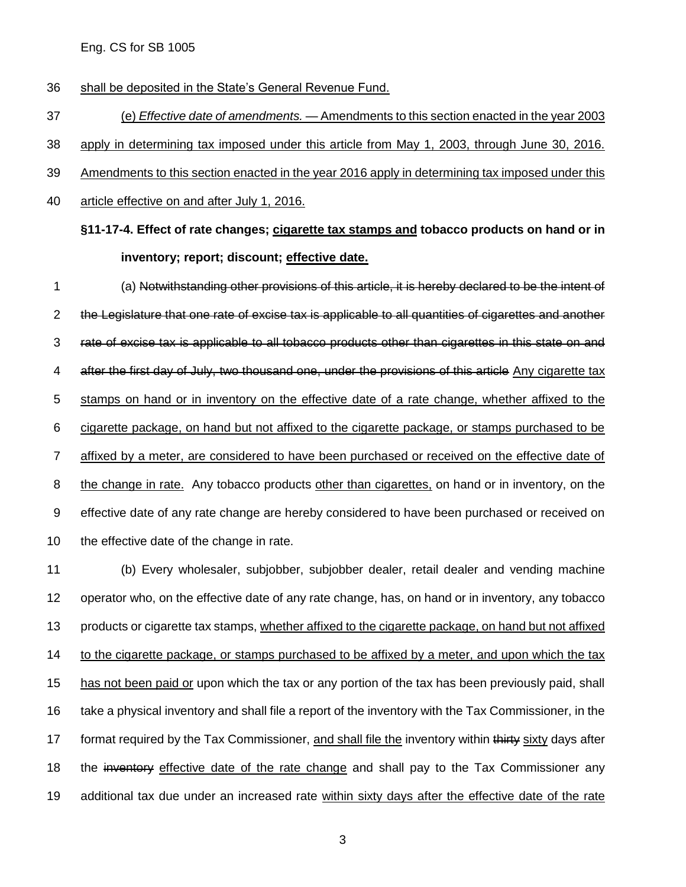<u>shall be deposited in the State's General Revenue Fund.</u>

<u>(e) *Effective date of amendments.* — Amendments to this section enacted in the year 2003 apply in determining tax imposed under this article from May 1, 2003, through June 30, 2016. Amendments to this section enacted in the year 2016 apply in determining tax imposed under this article effective on and after July 1, 2016.</u>

**§11-17-4. Effect of rate changes; <u>cigarette tax stamps and</u> tobacco products on hand or in inventory; report; discount; <u>effective date.</u>**

(a) ~~Notwithstanding other provisions of this article, it is hereby declared to be the intent of the Legislature that one rate of excise tax is applicable to all quantities of cigarettes and another rate of excise tax is applicable to all tobacco products other than cigarettes in this state on and after the first day of July, two thousand one, under the provisions of this article~~ <u>Any cigarette tax stamps on hand or in inventory on the effective date of a rate change, whether affixed to the cigarette package, on hand but not affixed to the cigarette package, or stamps purchased to be affixed by a meter, are considered to have been purchased or received on the effective date of the change in rate.</u> Any tobacco products <u>other than cigarettes,</u> on hand or in inventory, on the effective date of any rate change are hereby considered to have been purchased or received on the effective date of the change in rate.

(b) Every wholesaler, subjobber, subjobber dealer, retail dealer and vending machine operator who, on the effective date of any rate change, has, on hand or in inventory, any tobacco products or cigarette tax stamps, <u>whether affixed to the cigarette package, on hand but not affixed to the cigarette package, or stamps purchased to be affixed by a meter, and upon which the tax has not been paid or</u> upon which the tax or any portion of the tax has been previously paid, shall take a physical inventory and shall file a report of the inventory with the Tax Commissioner, in the format required by the Tax Commissioner, <u>and shall file the</u> inventory within ~~thirty~~ <u>sixty</u> days after the ~~inventory~~ <u>effective date of the rate change</u> and shall pay to the Tax Commissioner any additional tax due under an increased rate <u>within sixty days after the effective date of the rate</u>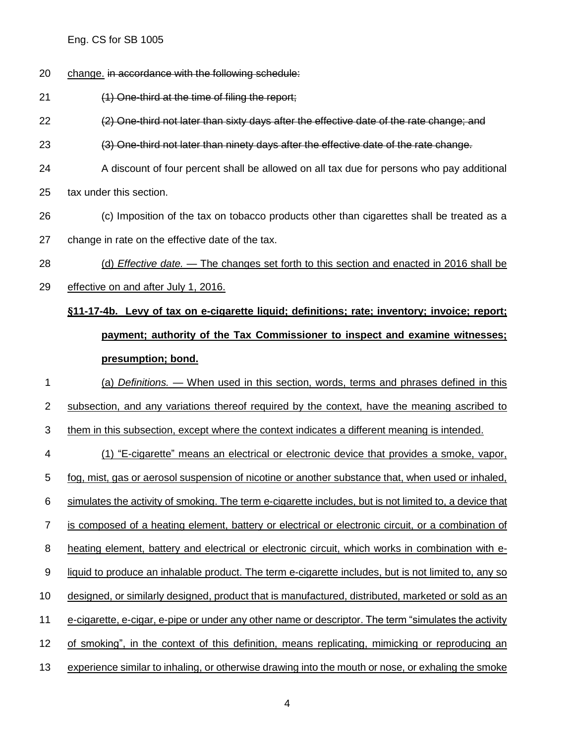change. ~~in accordance with the following schedule:~~

~~(1) One-third at the time of filing the report;~~

~~(2) One-third not later than sixty days after the effective date of the rate change; and~~

~~(3) One-third not later than ninety days after the effective date of the rate change.~~

A discount of four percent shall be allowed on all tax due for persons who pay additional tax under this section.

(c) Imposition of the tax on tobacco products other than cigarettes shall be treated as a change in rate on the effective date of the tax.

<u>(d) *Effective date.* — The changes set forth to this section and enacted in 2016 shall be effective on and after July 1, 2016.</u>

**<u>§11-17-4b. Levy of tax on e-cigarette liquid; definitions; rate; inventory; invoice; report; payment; authority of the Tax Commissioner to inspect and examine witnesses; presumption; bond.</u>**

<u>(a) *Definitions.* — When used in this section, words, terms and phrases defined in this subsection, and any variations thereof required by the context, have the meaning ascribed to them in this subsection, except where the context indicates a different meaning is intended.</u>

<u>(1) "E-cigarette" means an electrical or electronic device that provides a smoke, vapor, fog, mist, gas or aerosol suspension of nicotine or another substance that, when used or inhaled, simulates the activity of smoking. The term e-cigarette includes, but is not limited to, a device that is composed of a heating element, battery or electrical or electronic circuit, or a combination of heating element, battery and electrical or electronic circuit, which works in combination with e-liquid to produce an inhalable product. The term e-cigarette includes, but is not limited to, any so designed, or similarly designed, product that is manufactured, distributed, marketed or sold as an e-cigarette, e-cigar, e-pipe or under any other name or descriptor. The term "simulates the activity of smoking", in the context of this definition, means replicating, mimicking or reproducing an experience similar to inhaling, or otherwise drawing into the mouth or nose, or exhaling the smoke</u>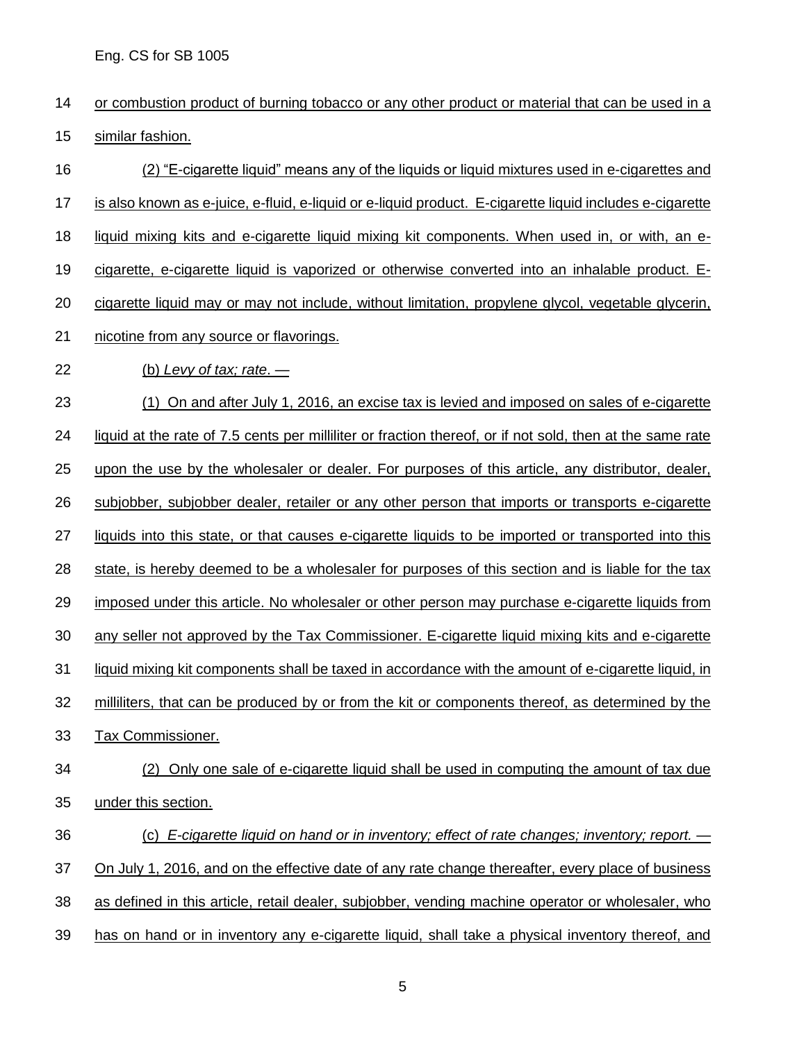or combustion product of burning tobacco or any other product or material that can be used in a similar fashion.

(2) "E-cigarette liquid" means any of the liquids or liquid mixtures used in e-cigarettes and is also known as e-juice, e-fluid, e-liquid or e-liquid product. E-cigarette liquid includes e-cigarette liquid mixing kits and e-cigarette liquid mixing kit components. When used in, or with, an e-cigarette, e-cigarette liquid is vaporized or otherwise converted into an inhalable product. E-cigarette liquid may or may not include, without limitation, propylene glycol, vegetable glycerin, nicotine from any source or flavorings.

(b) *Levy of tax; rate*. —

(1) On and after July 1, 2016, an excise tax is levied and imposed on sales of e-cigarette liquid at the rate of 7.5 cents per milliliter or fraction thereof, or if not sold, then at the same rate upon the use by the wholesaler or dealer. For purposes of this article, any distributor, dealer, subjobber, subjobber dealer, retailer or any other person that imports or transports e-cigarette liquids into this state, or that causes e-cigarette liquids to be imported or transported into this state, is hereby deemed to be a wholesaler for purposes of this section and is liable for the tax imposed under this article. No wholesaler or other person may purchase e-cigarette liquids from any seller not approved by the Tax Commissioner. E-cigarette liquid mixing kits and e-cigarette liquid mixing kit components shall be taxed in accordance with the amount of e-cigarette liquid, in milliliters, that can be produced by or from the kit or components thereof, as determined by the Tax Commissioner.

(2) Only one sale of e-cigarette liquid shall be used in computing the amount of tax due under this section.

(c) *E-cigarette liquid on hand or in inventory; effect of rate changes; inventory; report.* — On July 1, 2016, and on the effective date of any rate change thereafter, every place of business as defined in this article, retail dealer, subjobber, vending machine operator or wholesaler, who has on hand or in inventory any e-cigarette liquid, shall take a physical inventory thereof, and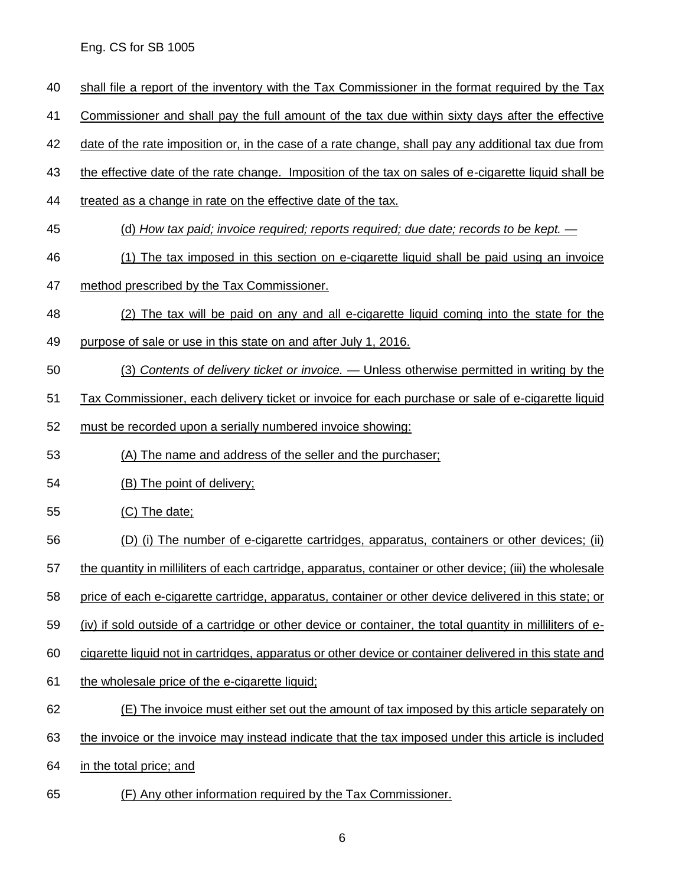shall file a report of the inventory with the Tax Commissioner in the format required by the Tax Commissioner and shall pay the full amount of the tax due within sixty days after the effective date of the rate imposition or, in the case of a rate change, shall pay any additional tax due from the effective date of the rate change. Imposition of the tax on sales of e-cigarette liquid shall be treated as a change in rate on the effective date of the tax.

(d) *How tax paid; invoice required; reports required; due date; records to be kept.* —

(1) The tax imposed in this section on e-cigarette liquid shall be paid using an invoice method prescribed by the Tax Commissioner.

(2) The tax will be paid on any and all e-cigarette liquid coming into the state for the purpose of sale or use in this state on and after July 1, 2016.

(3) *Contents of delivery ticket or invoice.* — Unless otherwise permitted in writing by the Tax Commissioner, each delivery ticket or invoice for each purchase or sale of e-cigarette liquid must be recorded upon a serially numbered invoice showing:

(A) The name and address of the seller and the purchaser;

(B) The point of delivery;

(C) The date;

(D) (i) The number of e-cigarette cartridges, apparatus, containers or other devices; (ii) the quantity in milliliters of each cartridge, apparatus, container or other device; (iii) the wholesale price of each e-cigarette cartridge, apparatus, container or other device delivered in this state; or (iv) if sold outside of a cartridge or other device or container, the total quantity in milliliters of e-cigarette liquid not in cartridges, apparatus or other device or container delivered in this state and the wholesale price of the e-cigarette liquid;

(E) The invoice must either set out the amount of tax imposed by this article separately on the invoice or the invoice may instead indicate that the tax imposed under this article is included in the total price; and

(F) Any other information required by the Tax Commissioner.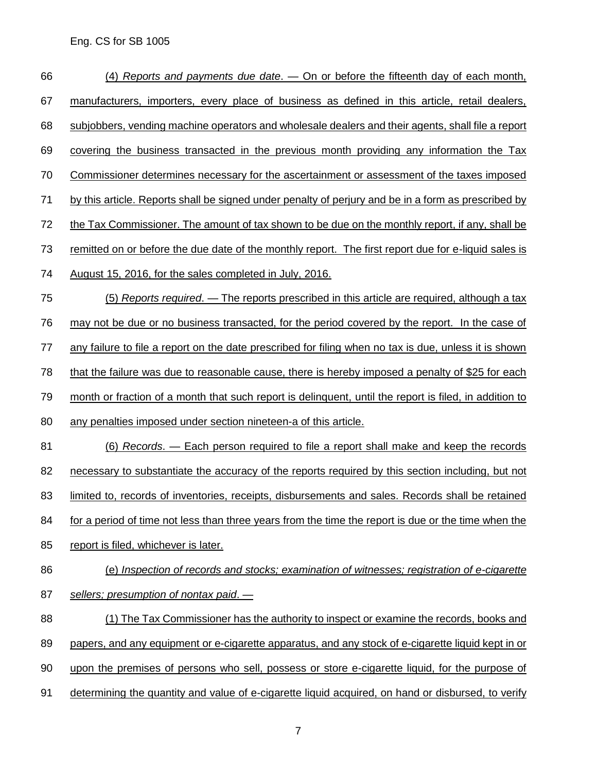(4) *Reports and payments due date*. — On or before the fifteenth day of each month, manufacturers, importers, every place of business as defined in this article, retail dealers, subjobbers, vending machine operators and wholesale dealers and their agents, shall file a report covering the business transacted in the previous month providing any information the Tax Commissioner determines necessary for the ascertainment or assessment of the taxes imposed by this article. Reports shall be signed under penalty of perjury and be in a form as prescribed by the Tax Commissioner. The amount of tax shown to be due on the monthly report, if any, shall be remitted on or before the due date of the monthly report. The first report due for e-liquid sales is August 15, 2016, for the sales completed in July, 2016.

(5) *Reports required*. — The reports prescribed in this article are required, although a tax may not be due or no business transacted, for the period covered by the report. In the case of any failure to file a report on the date prescribed for filing when no tax is due, unless it is shown that the failure was due to reasonable cause, there is hereby imposed a penalty of $25 for each month or fraction of a month that such report is delinquent, until the report is filed, in addition to any penalties imposed under section nineteen-a of this article.

(6) *Records*. — Each person required to file a report shall make and keep the records necessary to substantiate the accuracy of the reports required by this section including, but not limited to, records of inventories, receipts, disbursements and sales. Records shall be retained for a period of time not less than three years from the time the report is due or the time when the report is filed, whichever is later.

(e) *Inspection of records and stocks; examination of witnesses; registration of e-cigarette sellers; presumption of nontax paid*. —

(1) The Tax Commissioner has the authority to inspect or examine the records, books and papers, and any equipment or e-cigarette apparatus, and any stock of e-cigarette liquid kept in or upon the premises of persons who sell, possess or store e-cigarette liquid, for the purpose of determining the quantity and value of e-cigarette liquid acquired, on hand or disbursed, to verify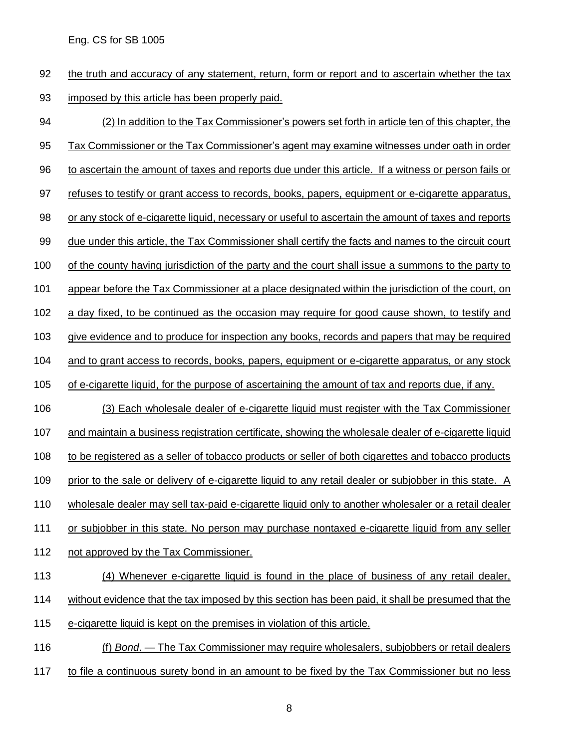the truth and accuracy of any statement, return, form or report and to ascertain whether the tax imposed by this article has been properly paid.

(2) In addition to the Tax Commissioner's powers set forth in article ten of this chapter, the Tax Commissioner or the Tax Commissioner's agent may examine witnesses under oath in order to ascertain the amount of taxes and reports due under this article. If a witness or person fails or refuses to testify or grant access to records, books, papers, equipment or e-cigarette apparatus, or any stock of e-cigarette liquid, necessary or useful to ascertain the amount of taxes and reports due under this article, the Tax Commissioner shall certify the facts and names to the circuit court of the county having jurisdiction of the party and the court shall issue a summons to the party to appear before the Tax Commissioner at a place designated within the jurisdiction of the court, on a day fixed, to be continued as the occasion may require for good cause shown, to testify and give evidence and to produce for inspection any books, records and papers that may be required and to grant access to records, books, papers, equipment or e-cigarette apparatus, or any stock of e-cigarette liquid, for the purpose of ascertaining the amount of tax and reports due, if any.

(3) Each wholesale dealer of e-cigarette liquid must register with the Tax Commissioner and maintain a business registration certificate, showing the wholesale dealer of e-cigarette liquid to be registered as a seller of tobacco products or seller of both cigarettes and tobacco products prior to the sale or delivery of e-cigarette liquid to any retail dealer or subjobber in this state. A wholesale dealer may sell tax-paid e-cigarette liquid only to another wholesaler or a retail dealer or subjobber in this state. No person may purchase nontaxed e-cigarette liquid from any seller not approved by the Tax Commissioner.

(4) Whenever e-cigarette liquid is found in the place of business of any retail dealer, without evidence that the tax imposed by this section has been paid, it shall be presumed that the e-cigarette liquid is kept on the premises in violation of this article.

(f) *Bond*. — The Tax Commissioner may require wholesalers, subjobbers or retail dealers to file a continuous surety bond in an amount to be fixed by the Tax Commissioner but no less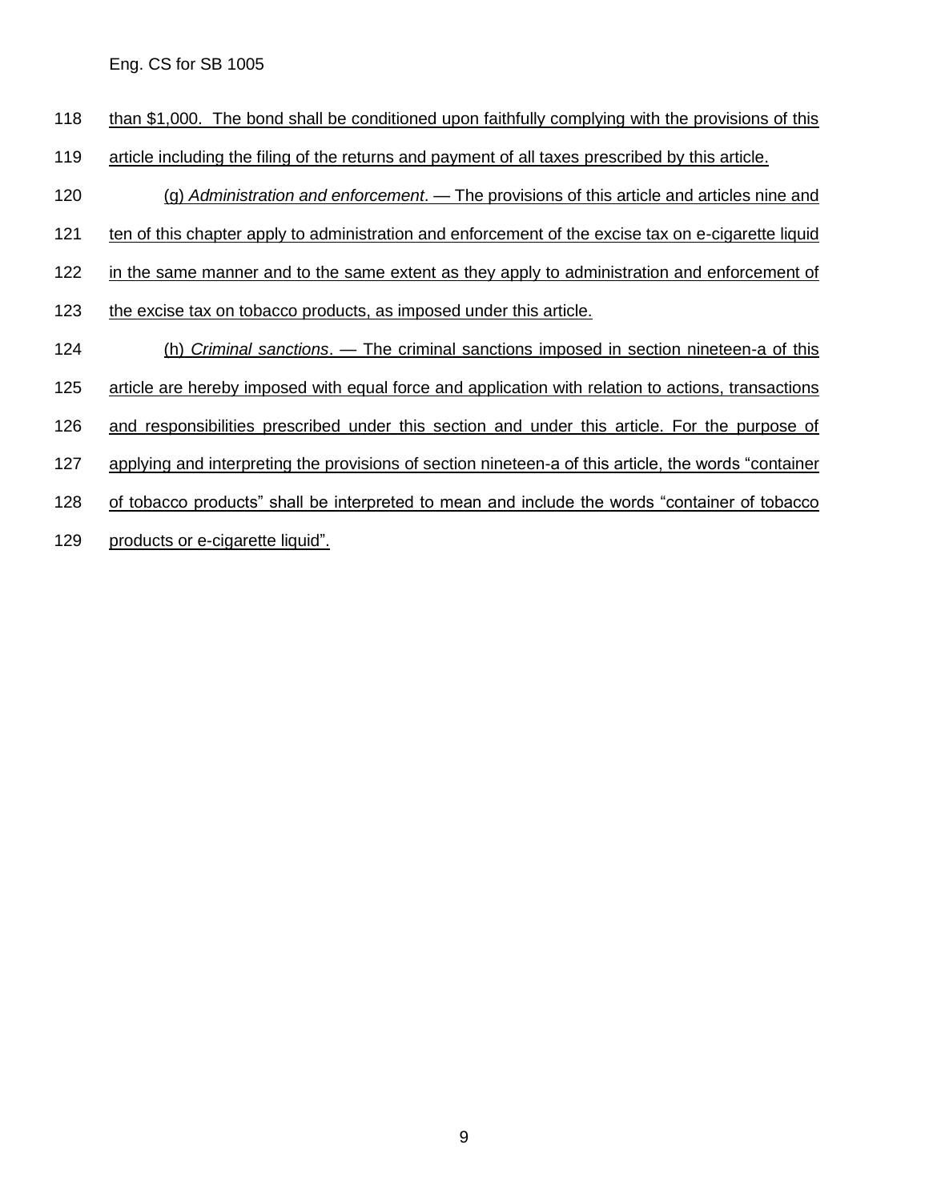than $1,000. The bond shall be conditioned upon faithfully complying with the provisions of this article including the filing of the returns and payment of all taxes prescribed by this article.

(g) *Administration and enforcement*. — The provisions of this article and articles nine and ten of this chapter apply to administration and enforcement of the excise tax on e-cigarette liquid in the same manner and to the same extent as they apply to administration and enforcement of the excise tax on tobacco products, as imposed under this article.

(h) *Criminal sanctions*. — The criminal sanctions imposed in section nineteen-a of this article are hereby imposed with equal force and application with relation to actions, transactions and responsibilities prescribed under this section and under this article. For the purpose of applying and interpreting the provisions of section nineteen-a of this article, the words "container of tobacco products" shall be interpreted to mean and include the words "container of tobacco products or e-cigarette liquid".